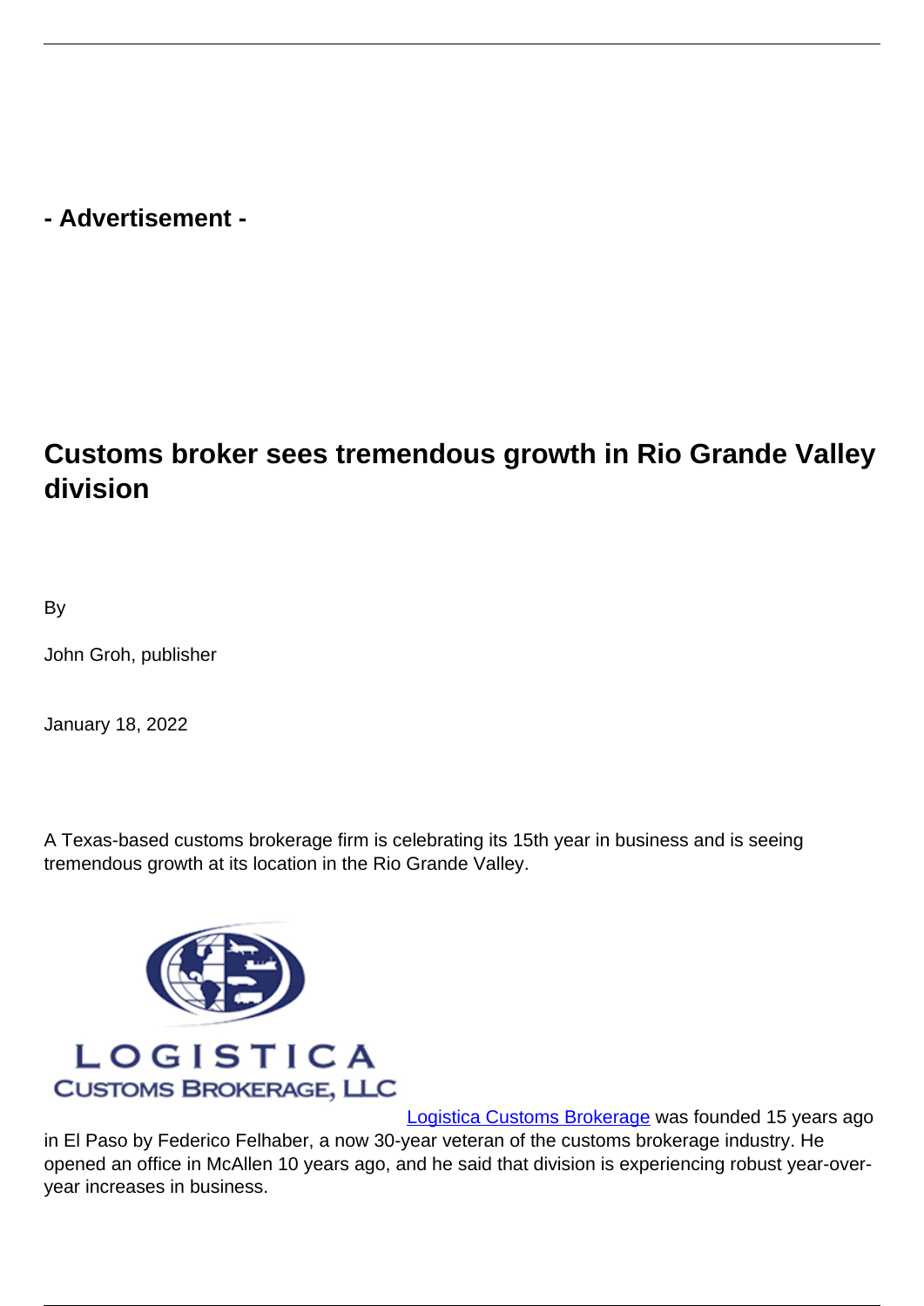- Advertisement -

# Customs broker sees tremendous growth in Rio Grande Valley division

By

John Groh, publisher

January 18, 2022

A Texas-based customs brokerage firm is celebrating its 15th year in business and is seeing tremendous growth at its location in the Rio Grande Valley.

Logistica Customs Brokerage was founded 15 years ago in El Paso by Federico Felhaber, a now 30-year veteran of the customs brokerage industry. He opened an office in McAllen 10 years ago, and he said that division is experiencing robust year-over-year increases in business.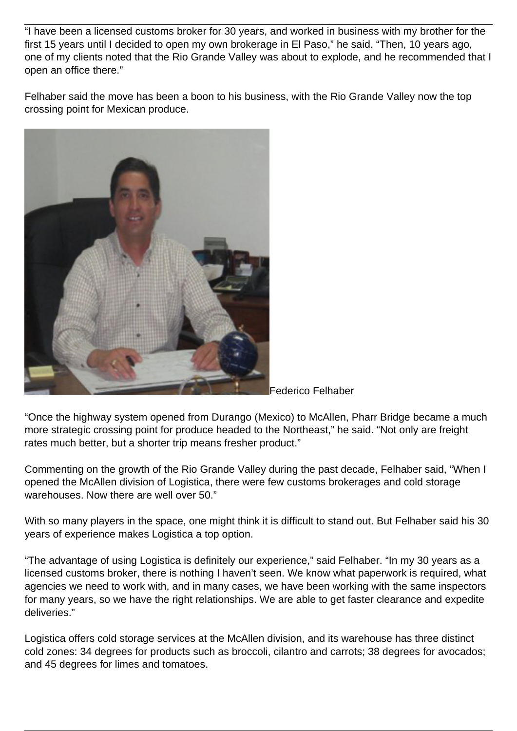"I have been a licensed customs broker for 30 years, and worked in business with my brother for the first 15 years until I decided to open my own brokerage in El Paso," he said. "Then, 10 years ago, one of my clients noted that the Rio Grande Valley was about to explode, and he recommended that I open an office there."

Felhaber said the move has been a boon to his business, with the Rio Grande Valley now the top crossing point for Mexican produce.

Federico Felhaber

"Once the highway system opened from Durango (Mexico) to McAllen, Pharr Bridge became a much more strategic crossing point for produce headed to the Northeast," he said. "Not only are freight rates much better, but a shorter trip means fresher product."

Commenting on the growth of the Rio Grande Valley during the past decade, Felhaber said, "When I opened the McAllen division of Logistica, there were few customs brokerages and cold storage warehouses. Now there are well over 50."

With so many players in the space, one might think it is difficult to stand out. But Felhaber said his 30 years of experience makes Logistica a top option.

"The advantage of using Logistica is definitely our experience," said Felhaber. "In my 30 years as a licensed customs broker, there is nothing I haven't seen. We know what paperwork is required, what agencies we need to work with, and in many cases, we have been working with the same inspectors for many years, so we have the right relationships. We are able to get faster clearance and expedite deliveries."

Logistica offers cold storage services at the McAllen division, and its warehouse has three distinct cold zones: 34 degrees for products such as broccoli, cilantro and carrots; 38 degrees for avocados; and 45 degrees for limes and tomatoes.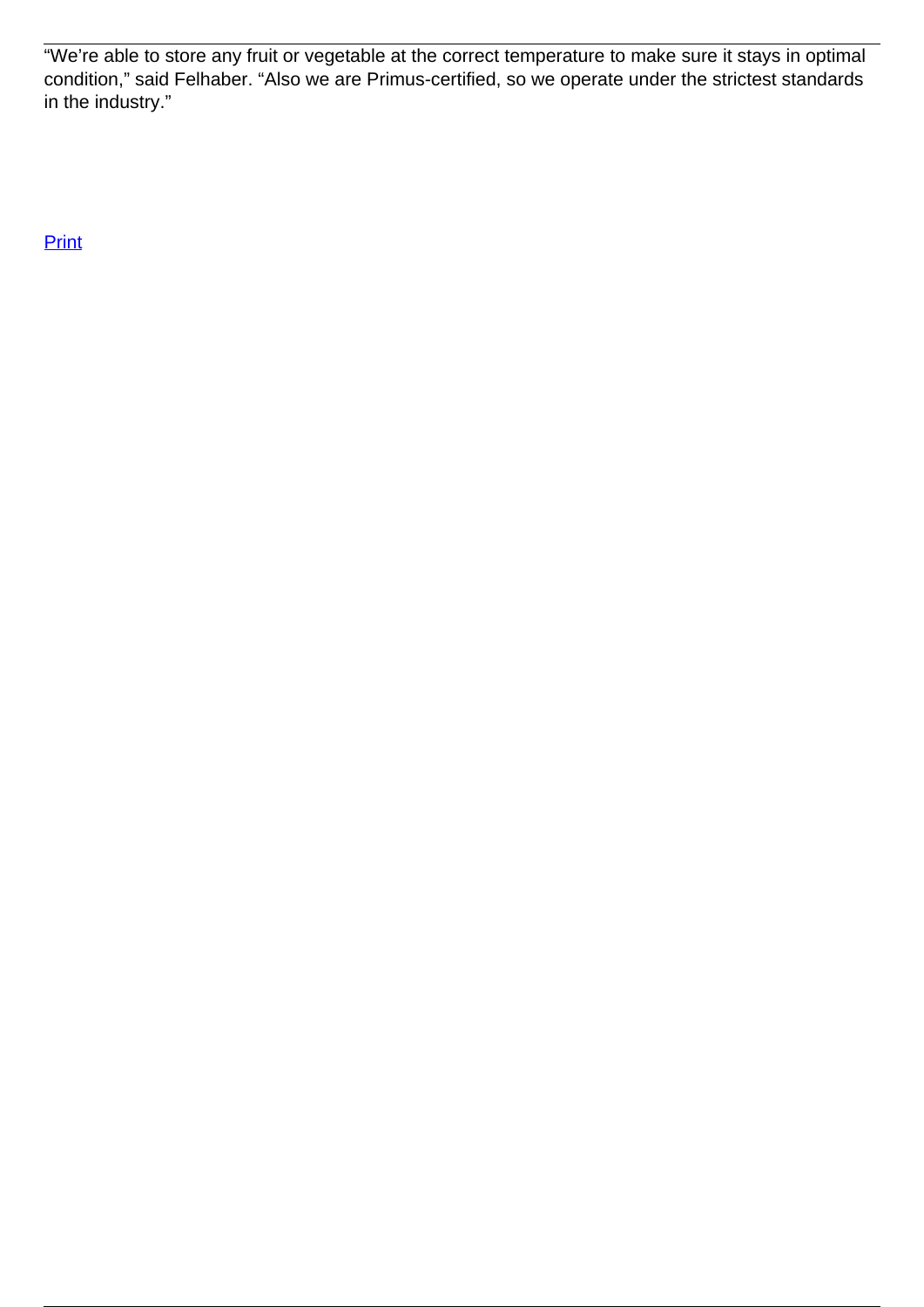"We're able to store any fruit or vegetable at the correct temperature to make sure it stays in optimal condition," said Felhaber. "Also we are Primus-certified, so we operate under the strictest standards in the industry."

Print